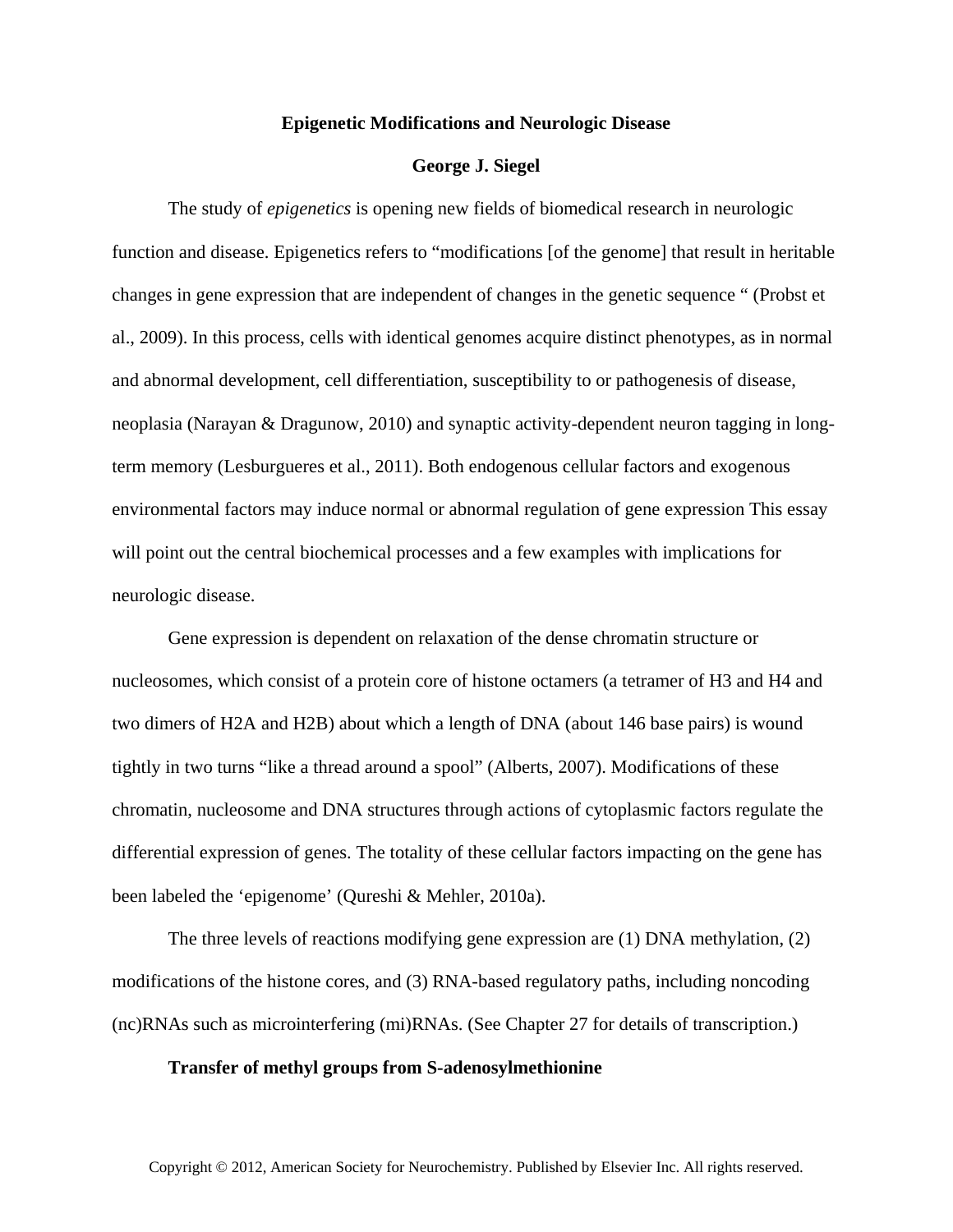# Epigenetic Modifications and Neurologic Disease

**George J. Siegel**

The study of *epigenetics* is opening new fields of biomedical research in neurologic function and disease. Epigenetics refers to "modifications [of the genome] that result in heritable changes in gene expression that are independent of changes in the genetic sequence " (Probst et al., 2009). In this process, cells with identical genomes acquire distinct phenotypes, as in normal and abnormal development, cell differentiation, susceptibility to or pathogenesis of disease, neoplasia (Narayan & Dragunow, 2010) and synaptic activity-dependent neuron tagging in long-term memory (Lesburgueres et al., 2011). Both endogenous cellular factors and exogenous environmental factors may induce normal or abnormal regulation of gene expression This essay will point out the central biochemical processes and a few examples with implications for neurologic disease.

Gene expression is dependent on relaxation of the dense chromatin structure or nucleosomes, which consist of a protein core of histone octamers (a tetramer of H3 and H4 and two dimers of H2A and H2B) about which a length of DNA (about 146 base pairs) is wound tightly in two turns "like a thread around a spool" (Alberts, 2007). Modifications of these chromatin, nucleosome and DNA structures through actions of cytoplasmic factors regulate the differential expression of genes. The totality of these cellular factors impacting on the gene has been labeled the 'epigenome' (Qureshi & Mehler, 2010a).

The three levels of reactions modifying gene expression are (1) DNA methylation, (2) modifications of the histone cores, and (3) RNA-based regulatory paths, including noncoding (nc)RNAs such as microinterfering (mi)RNAs. (See Chapter 27 for details of transcription.)

**Transfer of methyl groups from S-adenosylmethionine**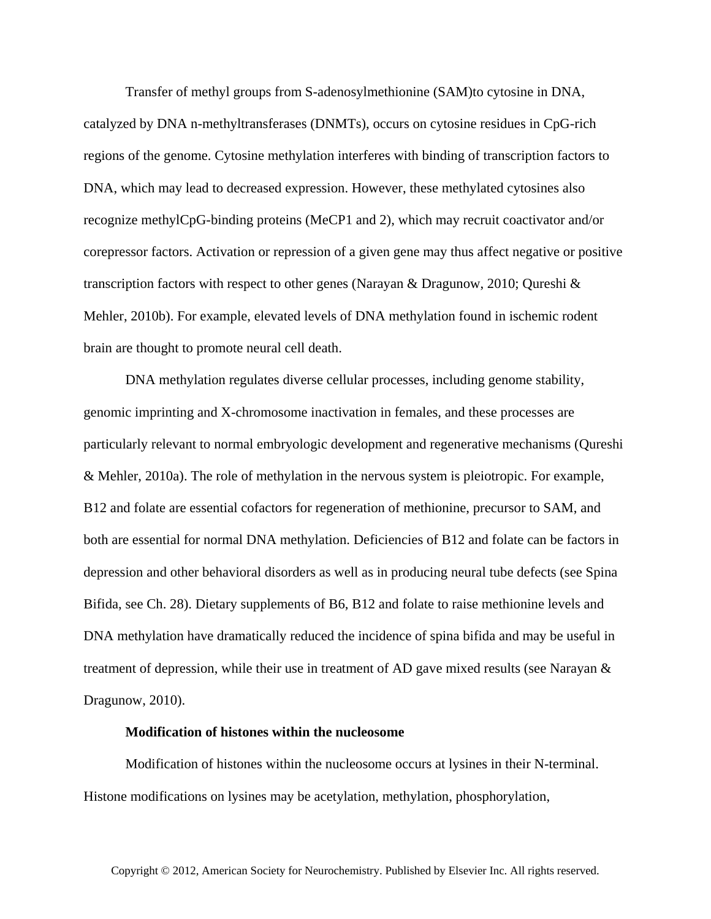Transfer of methyl groups from S-adenosylmethionine (SAM)to cytosine in DNA, catalyzed by DNA n-methyltransferases (DNMTs), occurs on cytosine residues in CpG-rich regions of the genome. Cytosine methylation interferes with binding of transcription factors to DNA, which may lead to decreased expression. However, these methylated cytosines also recognize methylCpG-binding proteins (MeCP1 and 2), which may recruit coactivator and/or corepressor factors. Activation or repression of a given gene may thus affect negative or positive transcription factors with respect to other genes (Narayan & Dragunow, 2010; Qureshi & Mehler, 2010b). For example, elevated levels of DNA methylation found in ischemic rodent brain are thought to promote neural cell death.

DNA methylation regulates diverse cellular processes, including genome stability, genomic imprinting and X-chromosome inactivation in females, and these processes are particularly relevant to normal embryologic development and regenerative mechanisms (Qureshi & Mehler, 2010a). The role of methylation in the nervous system is pleiotropic. For example, B12 and folate are essential cofactors for regeneration of methionine, precursor to SAM, and both are essential for normal DNA methylation. Deficiencies of B12 and folate can be factors in depression and other behavioral disorders as well as in producing neural tube defects (see Spina Bifida, see Ch. 28). Dietary supplements of B6, B12 and folate to raise methionine levels and DNA methylation have dramatically reduced the incidence of spina bifida and may be useful in treatment of depression, while their use in treatment of AD gave mixed results (see Narayan & Dragunow, 2010).

**Modification of histones within the nucleosome**

Modification of histones within the nucleosome occurs at lysines in their N-terminal. Histone modifications on lysines may be acetylation, methylation, phosphorylation,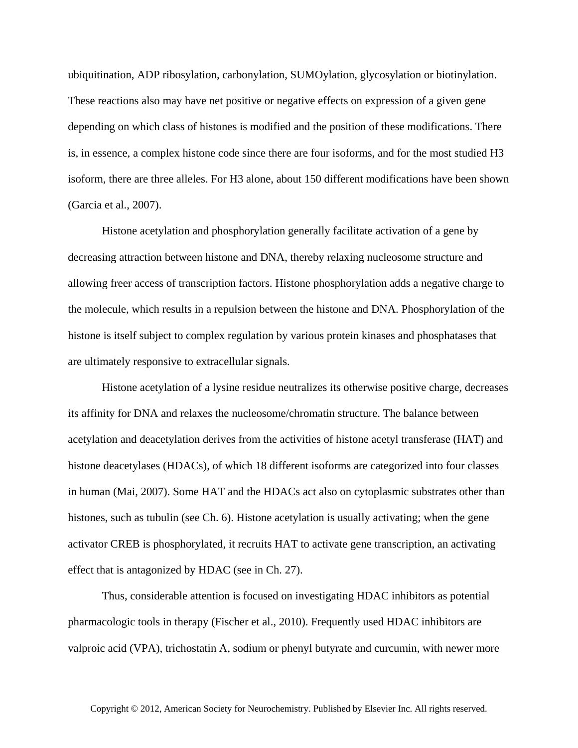ubiquitination, ADP ribosylation, carbonylation, SUMOylation, glycosylation or biotinylation. These reactions also may have net positive or negative effects on expression of a given gene depending on which class of histones is modified and the position of these modifications. There is, in essence, a complex histone code since there are four isoforms, and for the most studied H3 isoform, there are three alleles. For H3 alone, about 150 different modifications have been shown (Garcia et al., 2007).

Histone acetylation and phosphorylation generally facilitate activation of a gene by decreasing attraction between histone and DNA, thereby relaxing nucleosome structure and allowing freer access of transcription factors. Histone phosphorylation adds a negative charge to the molecule, which results in a repulsion between the histone and DNA. Phosphorylation of the histone is itself subject to complex regulation by various protein kinases and phosphatases that are ultimately responsive to extracellular signals.

Histone acetylation of a lysine residue neutralizes its otherwise positive charge, decreases its affinity for DNA and relaxes the nucleosome/chromatin structure. The balance between acetylation and deacetylation derives from the activities of histone acetyl transferase (HAT) and histone deacetylases (HDACs), of which 18 different isoforms are categorized into four classes in human (Mai, 2007). Some HAT and the HDACs act also on cytoplasmic substrates other than histones, such as tubulin (see Ch. 6). Histone acetylation is usually activating; when the gene activator CREB is phosphorylated, it recruits HAT to activate gene transcription, an activating effect that is antagonized by HDAC (see in Ch. 27).

Thus, considerable attention is focused on investigating HDAC inhibitors as potential pharmacologic tools in therapy (Fischer et al., 2010). Frequently used HDAC inhibitors are valproic acid (VPA), trichostatin A, sodium or phenyl butyrate and curcumin, with newer more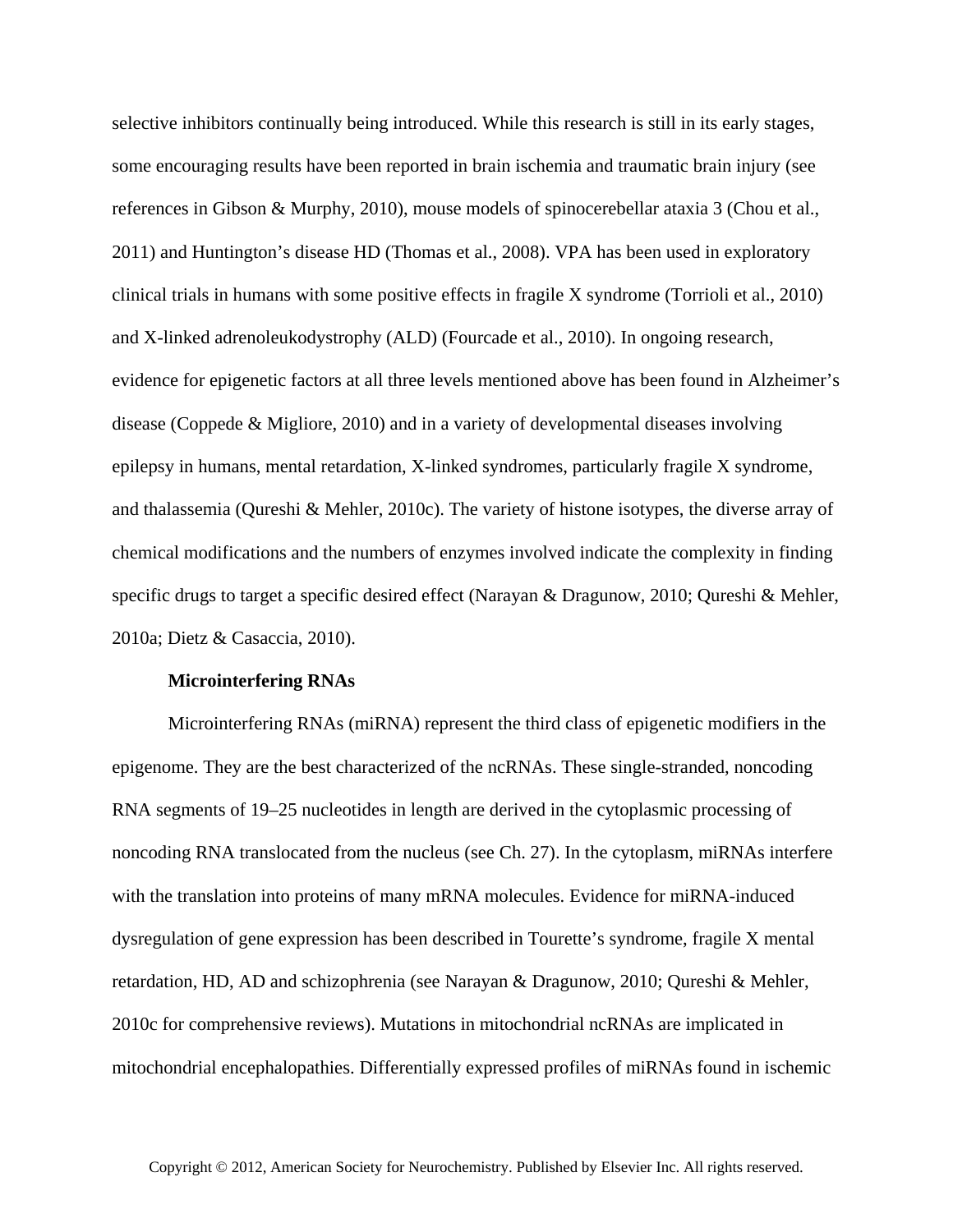selective inhibitors continually being introduced. While this research is still in its early stages, some encouraging results have been reported in brain ischemia and traumatic brain injury (see references in Gibson & Murphy, 2010), mouse models of spinocerebellar ataxia 3 (Chou et al., 2011) and Huntington's disease HD (Thomas et al., 2008). VPA has been used in exploratory clinical trials in humans with some positive effects in fragile X syndrome (Torrioli et al., 2010) and X-linked adrenoleukodystrophy (ALD) (Fourcade et al., 2010). In ongoing research, evidence for epigenetic factors at all three levels mentioned above has been found in Alzheimer's disease (Coppede & Migliore, 2010) and in a variety of developmental diseases involving epilepsy in humans, mental retardation, X-linked syndromes, particularly fragile X syndrome, and thalassemia (Qureshi & Mehler, 2010c). The variety of histone isotypes, the diverse array of chemical modifications and the numbers of enzymes involved indicate the complexity in finding specific drugs to target a specific desired effect (Narayan & Dragunow, 2010; Qureshi & Mehler, 2010a; Dietz & Casaccia, 2010).

**Microinterfering RNAs**

Microinterfering RNAs (miRNA) represent the third class of epigenetic modifiers in the epigenome. They are the best characterized of the ncRNAs. These single-stranded, noncoding RNA segments of 19–25 nucleotides in length are derived in the cytoplasmic processing of noncoding RNA translocated from the nucleus (see Ch. 27). In the cytoplasm, miRNAs interfere with the translation into proteins of many mRNA molecules. Evidence for miRNA-induced dysregulation of gene expression has been described in Tourette's syndrome, fragile X mental retardation, HD, AD and schizophrenia (see Narayan & Dragunow, 2010; Qureshi & Mehler, 2010c for comprehensive reviews). Mutations in mitochondrial ncRNAs are implicated in mitochondrial encephalopathies. Differentially expressed profiles of miRNAs found in ischemic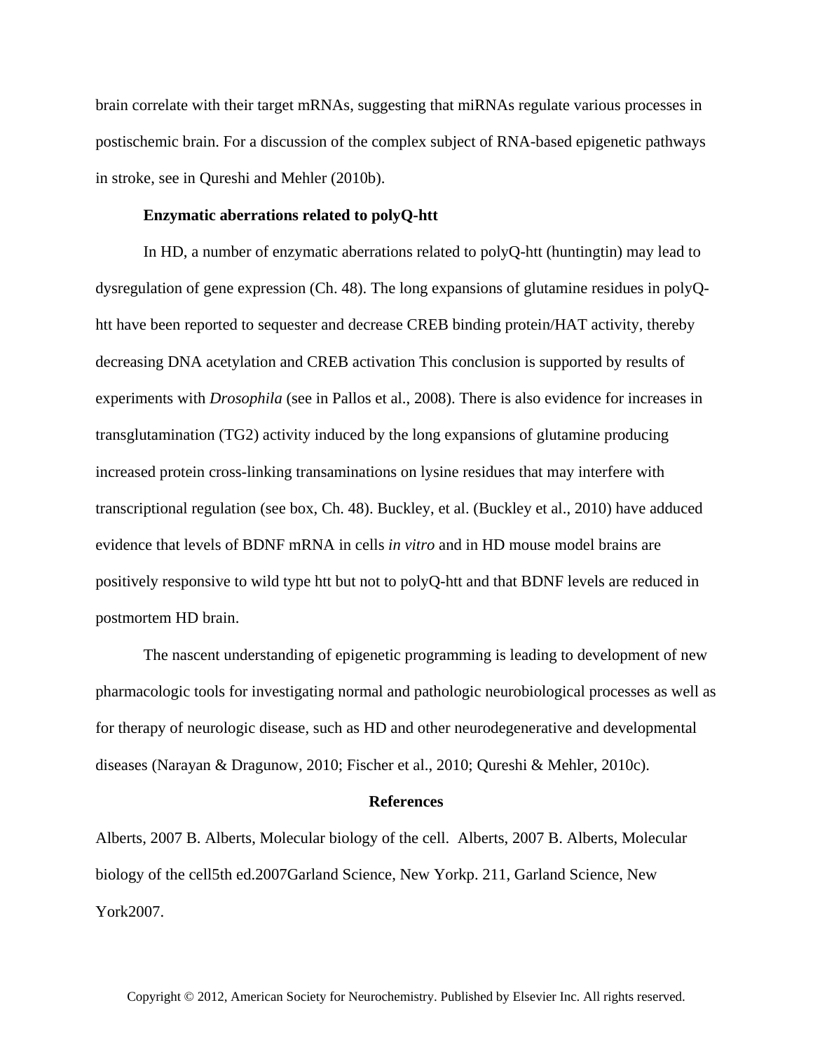brain correlate with their target mRNAs, suggesting that miRNAs regulate various processes in postischemic brain. For a discussion of the complex subject of RNA-based epigenetic pathways in stroke, see in Qureshi and Mehler (2010b).

### Enzymatic aberrations related to polyQ-htt

In HD, a number of enzymatic aberrations related to polyQ-htt (huntingtin) may lead to dysregulation of gene expression (Ch. 48). The long expansions of glutamine residues in polyQ-htt have been reported to sequester and decrease CREB binding protein/HAT activity, thereby decreasing DNA acetylation and CREB activation This conclusion is supported by results of experiments with *Drosophila* (see in Pallos et al., 2008). There is also evidence for increases in transglutamination (TG2) activity induced by the long expansions of glutamine producing increased protein cross-linking transaminations on lysine residues that may interfere with transcriptional regulation (see box, Ch. 48). Buckley, et al. (Buckley et al., 2010) have adduced evidence that levels of BDNF mRNA in cells *in vitro* and in HD mouse model brains are positively responsive to wild type htt but not to polyQ-htt and that BDNF levels are reduced in postmortem HD brain.

The nascent understanding of epigenetic programming is leading to development of new pharmacologic tools for investigating normal and pathologic neurobiological processes as well as for therapy of neurologic disease, such as HD and other neurodegenerative and developmental diseases (Narayan & Dragunow, 2010; Fischer et al., 2010; Qureshi & Mehler, 2010c).

## References

Alberts, 2007 B. Alberts, Molecular biology of the cell. Alberts, 2007 B. Alberts, Molecular biology of the cell5th ed.2007Garland Science, New Yorkp. 211, Garland Science, New York2007.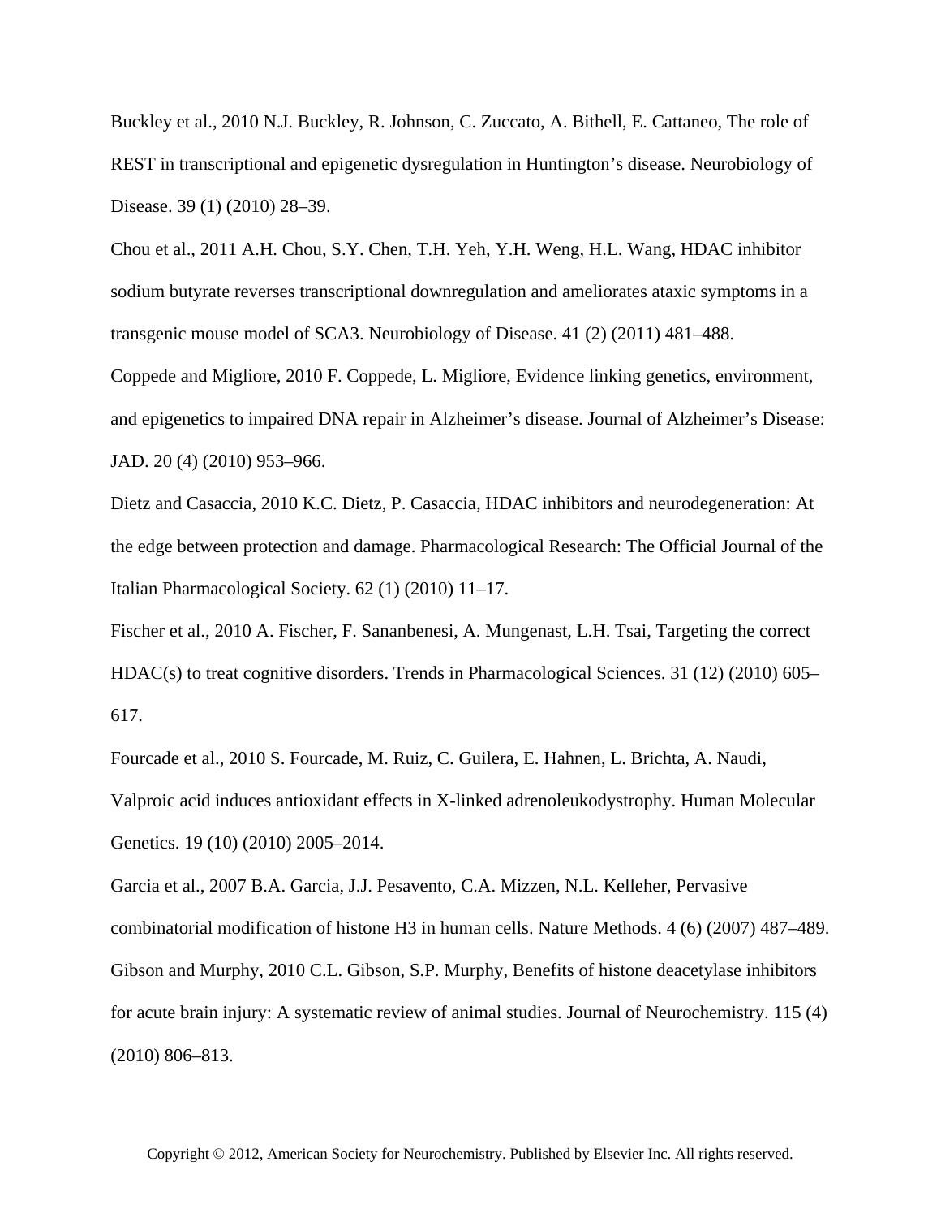Buckley et al., 2010 N.J. Buckley, R. Johnson, C. Zuccato, A. Bithell, E. Cattaneo, The role of REST in transcriptional and epigenetic dysregulation in Huntington's disease. Neurobiology of Disease. 39 (1) (2010) 28–39.

Chou et al., 2011 A.H. Chou, S.Y. Chen, T.H. Yeh, Y.H. Weng, H.L. Wang, HDAC inhibitor sodium butyrate reverses transcriptional downregulation and ameliorates ataxic symptoms in a transgenic mouse model of SCA3. Neurobiology of Disease. 41 (2) (2011) 481–488.

Coppede and Migliore, 2010 F. Coppede, L. Migliore, Evidence linking genetics, environment, and epigenetics to impaired DNA repair in Alzheimer's disease. Journal of Alzheimer's Disease: JAD. 20 (4) (2010) 953–966.

Dietz and Casaccia, 2010 K.C. Dietz, P. Casaccia, HDAC inhibitors and neurodegeneration: At the edge between protection and damage. Pharmacological Research: The Official Journal of the Italian Pharmacological Society. 62 (1) (2010) 11–17.

Fischer et al., 2010 A. Fischer, F. Sananbenesi, A. Mungenast, L.H. Tsai, Targeting the correct HDAC(s) to treat cognitive disorders. Trends in Pharmacological Sciences. 31 (12) (2010) 605–617.

Fourcade et al., 2010 S. Fourcade, M. Ruiz, C. Guilera, E. Hahnen, L. Brichta, A. Naudi, Valproic acid induces antioxidant effects in X-linked adrenoleukodystrophy. Human Molecular Genetics. 19 (10) (2010) 2005–2014.

Garcia et al., 2007 B.A. Garcia, J.J. Pesavento, C.A. Mizzen, N.L. Kelleher, Pervasive combinatorial modification of histone H3 in human cells. Nature Methods. 4 (6) (2007) 487–489.

Gibson and Murphy, 2010 C.L. Gibson, S.P. Murphy, Benefits of histone deacetylase inhibitors for acute brain injury: A systematic review of animal studies. Journal of Neurochemistry. 115 (4) (2010) 806–813.

Copyright © 2012, American Society for Neurochemistry. Published by Elsevier Inc. All rights reserved.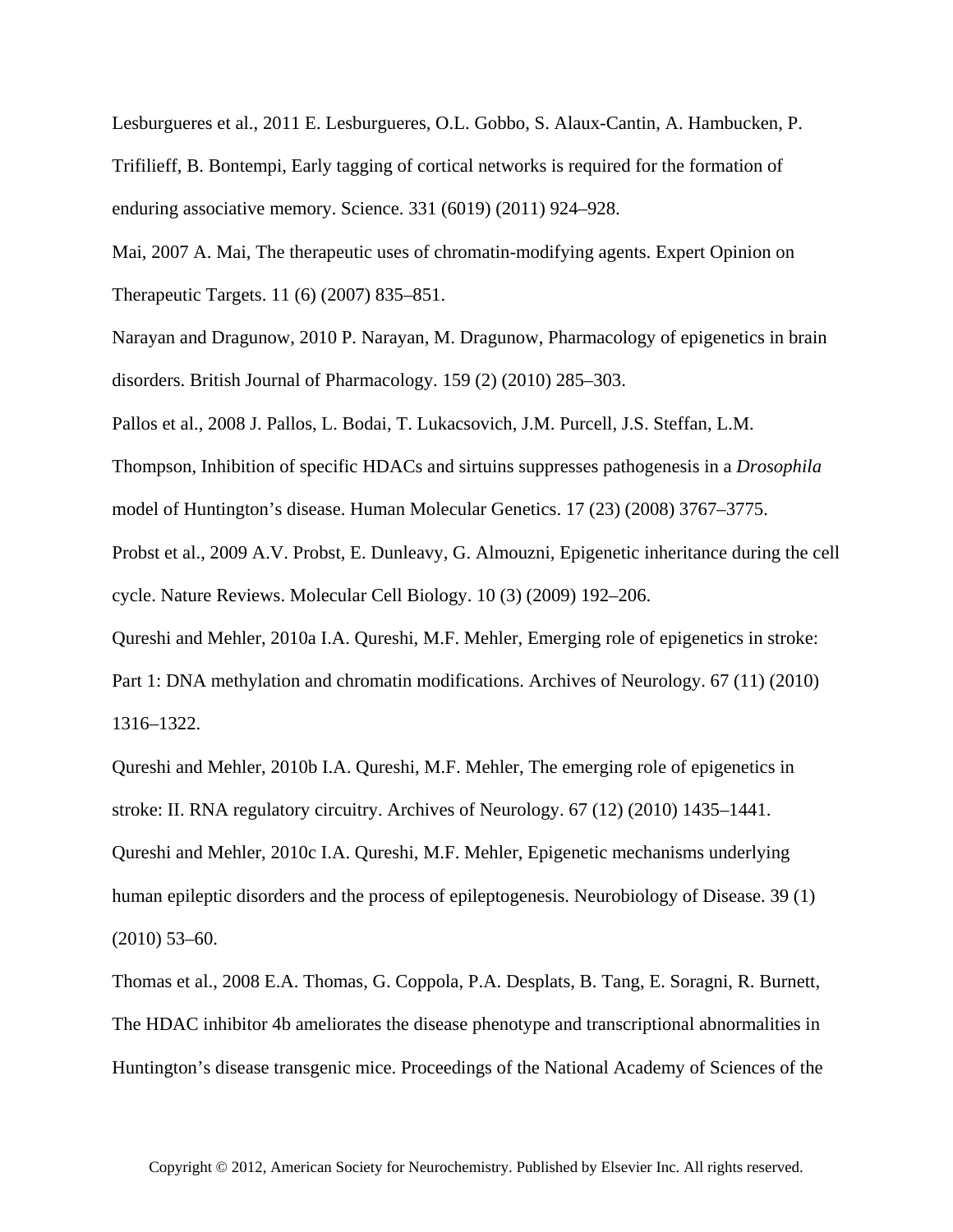Lesburgueres et al., 2011 E. Lesburgueres, O.L. Gobbo, S. Alaux-Cantin, A. Hambucken, P. Trifilieff, B. Bontempi, Early tagging of cortical networks is required for the formation of enduring associative memory. Science. 331 (6019) (2011) 924–928.

Mai, 2007 A. Mai, The therapeutic uses of chromatin-modifying agents. Expert Opinion on Therapeutic Targets. 11 (6) (2007) 835–851.

Narayan and Dragunow, 2010 P. Narayan, M. Dragunow, Pharmacology of epigenetics in brain disorders. British Journal of Pharmacology. 159 (2) (2010) 285–303.

Pallos et al., 2008 J. Pallos, L. Bodai, T. Lukacsovich, J.M. Purcell, J.S. Steffan, L.M. Thompson, Inhibition of specific HDACs and sirtuins suppresses pathogenesis in a *Drosophila* model of Huntington's disease. Human Molecular Genetics. 17 (23) (2008) 3767–3775.

Probst et al., 2009 A.V. Probst, E. Dunleavy, G. Almouzni, Epigenetic inheritance during the cell cycle. Nature Reviews. Molecular Cell Biology. 10 (3) (2009) 192–206.

Qureshi and Mehler, 2010a I.A. Qureshi, M.F. Mehler, Emerging role of epigenetics in stroke: Part 1: DNA methylation and chromatin modifications. Archives of Neurology. 67 (11) (2010) 1316–1322.

Qureshi and Mehler, 2010b I.A. Qureshi, M.F. Mehler, The emerging role of epigenetics in stroke: II. RNA regulatory circuitry. Archives of Neurology. 67 (12) (2010) 1435–1441.

Qureshi and Mehler, 2010c I.A. Qureshi, M.F. Mehler, Epigenetic mechanisms underlying human epileptic disorders and the process of epileptogenesis. Neurobiology of Disease. 39 (1) (2010) 53–60.

Thomas et al., 2008 E.A. Thomas, G. Coppola, P.A. Desplats, B. Tang, E. Soragni, R. Burnett, The HDAC inhibitor 4b ameliorates the disease phenotype and transcriptional abnormalities in Huntington's disease transgenic mice. Proceedings of the National Academy of Sciences of the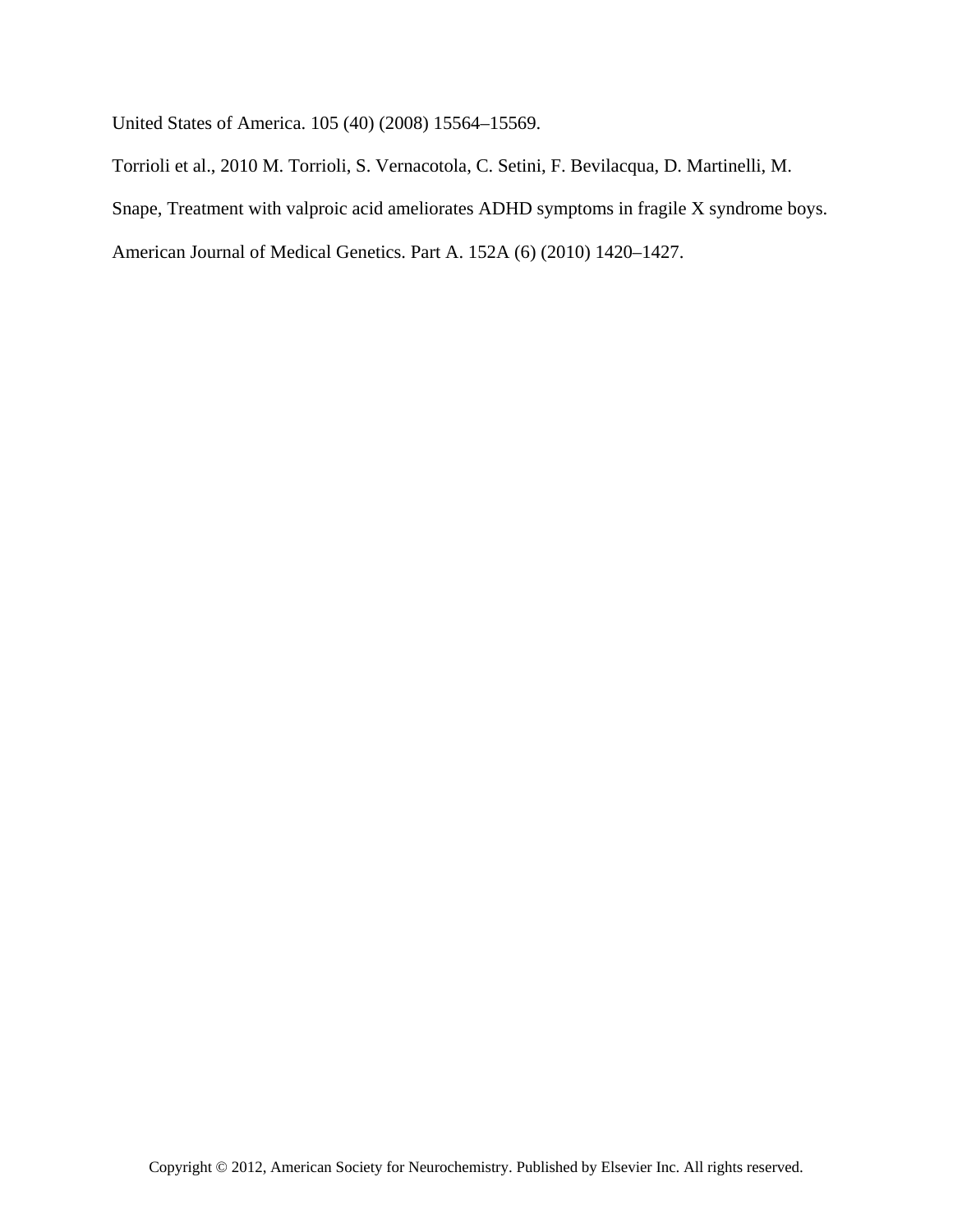United States of America. 105 (40) (2008) 15564–15569.

Torrioli et al., 2010 M. Torrioli, S. Vernacotola, C. Setini, F. Bevilacqua, D. Martinelli, M. Snape, Treatment with valproic acid ameliorates ADHD symptoms in fragile X syndrome boys. American Journal of Medical Genetics. Part A. 152A (6) (2010) 1420–1427.

Copyright © 2012, American Society for Neurochemistry. Published by Elsevier Inc. All rights reserved.